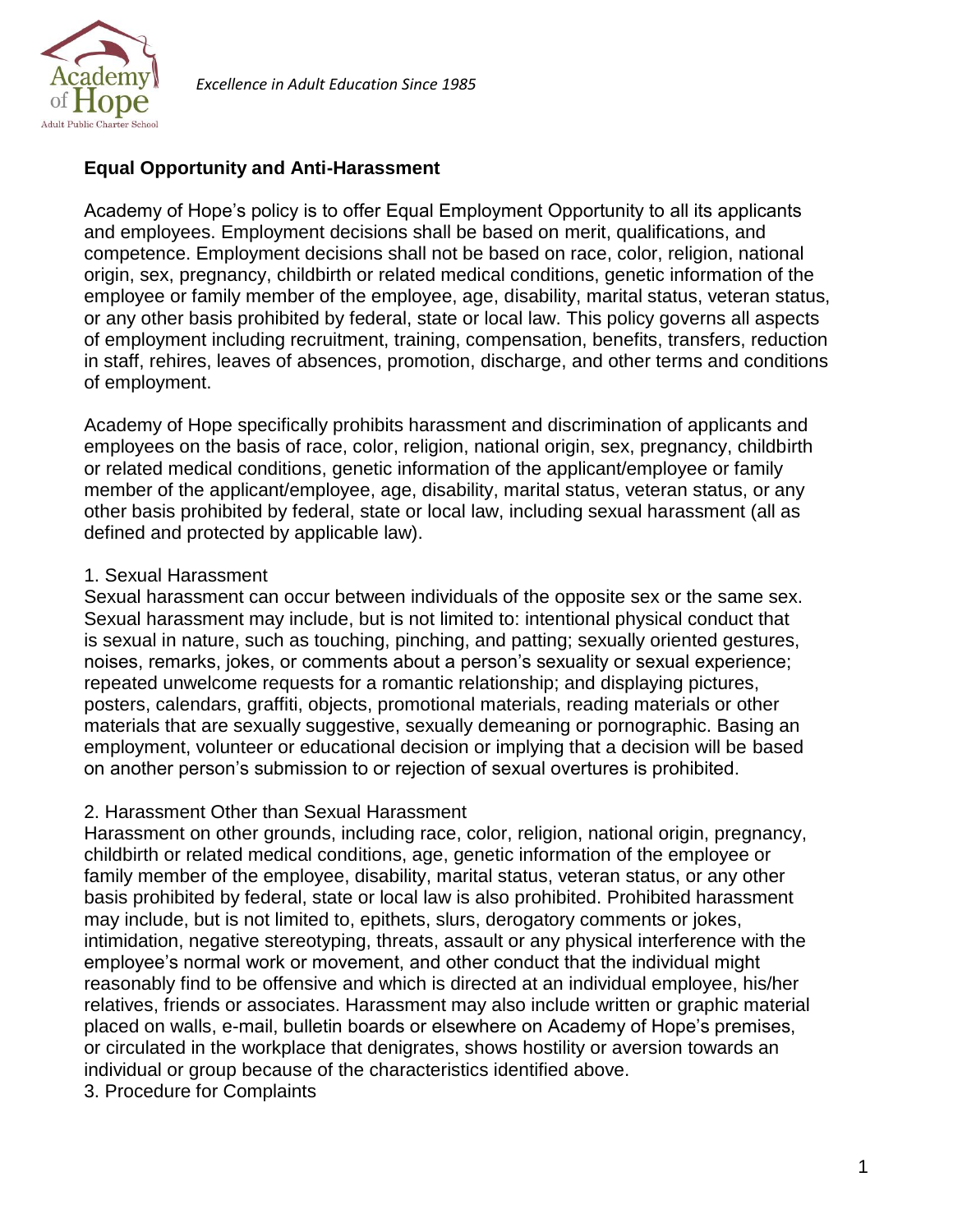*Excellence in Adult Education Since 1985*

## Equal Opportunity and Anti-Harassment

Academy of Hope's policy is to offer Equal Employment Opportunity to all its applicants and employees. Employment decisions shall be based on merit, qualifications, and competence. Employment decisions shall not be based on race, color, religion, national origin, sex, pregnancy, childbirth or related medical conditions, genetic information of the employee or family member of the employee, age, disability, marital status, veteran status, or any other basis prohibited by federal, state or local law. This policy governs all aspects of employment including recruitment, training, compensation, benefits, transfers, reduction in staff, rehires, leaves of absences, promotion, discharge, and other terms and conditions of employment.

Academy of Hope specifically prohibits harassment and discrimination of applicants and employees on the basis of race, color, religion, national origin, sex, pregnancy, childbirth or related medical conditions, genetic information of the applicant/employee or family member of the applicant/employee, age, disability, marital status, veteran status, or any other basis prohibited by federal, state or local law, including sexual harassment (all as defined and protected by applicable law).

1. Sexual Harassment
Sexual harassment can occur between individuals of the opposite sex or the same sex. Sexual harassment may include, but is not limited to: intentional physical conduct that is sexual in nature, such as touching, pinching, and patting; sexually oriented gestures, noises, remarks, jokes, or comments about a person's sexuality or sexual experience; repeated unwelcome requests for a romantic relationship; and displaying pictures, posters, calendars, graffiti, objects, promotional materials, reading materials or other materials that are sexually suggestive, sexually demeaning or pornographic. Basing an employment, volunteer or educational decision or implying that a decision will be based on another person's submission to or rejection of sexual overtures is prohibited.

2. Harassment Other than Sexual Harassment
Harassment on other grounds, including race, color, religion, national origin, pregnancy, childbirth or related medical conditions, age, genetic information of the employee or family member of the employee, disability, marital status, veteran status, or any other basis prohibited by federal, state or local law is also prohibited. Prohibited harassment may include, but is not limited to, epithets, slurs, derogatory comments or jokes, intimidation, negative stereotyping, threats, assault or any physical interference with the employee's normal work or movement, and other conduct that the individual might reasonably find to be offensive and which is directed at an individual employee, his/her relatives, friends or associates. Harassment may also include written or graphic material placed on walls, e-mail, bulletin boards or elsewhere on Academy of Hope's premises, or circulated in the workplace that denigrates, shows hostility or aversion towards an individual or group because of the characteristics identified above.

3. Procedure for Complaints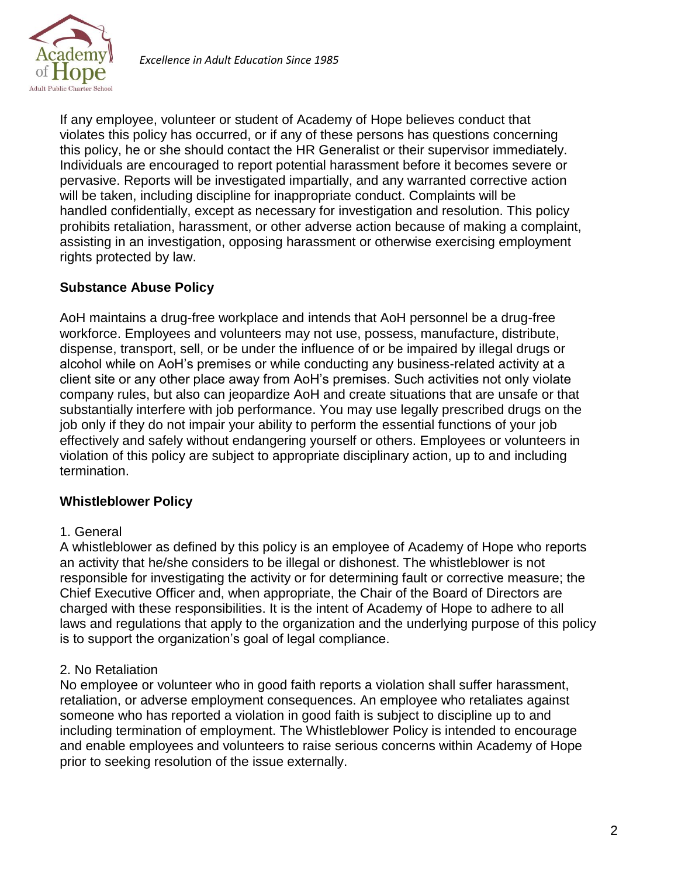If any employee, volunteer or student of Academy of Hope believes conduct that violates this policy has occurred, or if any of these persons has questions concerning this policy, he or she should contact the HR Generalist or their supervisor immediately. Individuals are encouraged to report potential harassment before it becomes severe or pervasive. Reports will be investigated impartially, and any warranted corrective action will be taken, including discipline for inappropriate conduct. Complaints will be handled confidentially, except as necessary for investigation and resolution. This policy prohibits retaliation, harassment, or other adverse action because of making a complaint, assisting in an investigation, opposing harassment or otherwise exercising employment rights protected by law.

## Substance Abuse Policy

AoH maintains a drug-free workplace and intends that AoH personnel be a drug-free workforce. Employees and volunteers may not use, possess, manufacture, distribute, dispense, transport, sell, or be under the influence of or be impaired by illegal drugs or alcohol while on AoH's premises or while conducting any business-related activity at a client site or any other place away from AoH's premises. Such activities not only violate company rules, but also can jeopardize AoH and create situations that are unsafe or that substantially interfere with job performance. You may use legally prescribed drugs on the job only if they do not impair your ability to perform the essential functions of your job effectively and safely without endangering yourself or others. Employees or volunteers in violation of this policy are subject to appropriate disciplinary action, up to and including termination.

## Whistleblower Policy

1. General

A whistleblower as defined by this policy is an employee of Academy of Hope who reports an activity that he/she considers to be illegal or dishonest. The whistleblower is not responsible for investigating the activity or for determining fault or corrective measure; the Chief Executive Officer and, when appropriate, the Chair of the Board of Directors are charged with these responsibilities. It is the intent of Academy of Hope to adhere to all laws and regulations that apply to the organization and the underlying purpose of this policy is to support the organization's goal of legal compliance.

2. No Retaliation

No employee or volunteer who in good faith reports a violation shall suffer harassment, retaliation, or adverse employment consequences. An employee who retaliates against someone who has reported a violation in good faith is subject to discipline up to and including termination of employment. The Whistleblower Policy is intended to encourage and enable employees and volunteers to raise serious concerns within Academy of Hope prior to seeking resolution of the issue externally.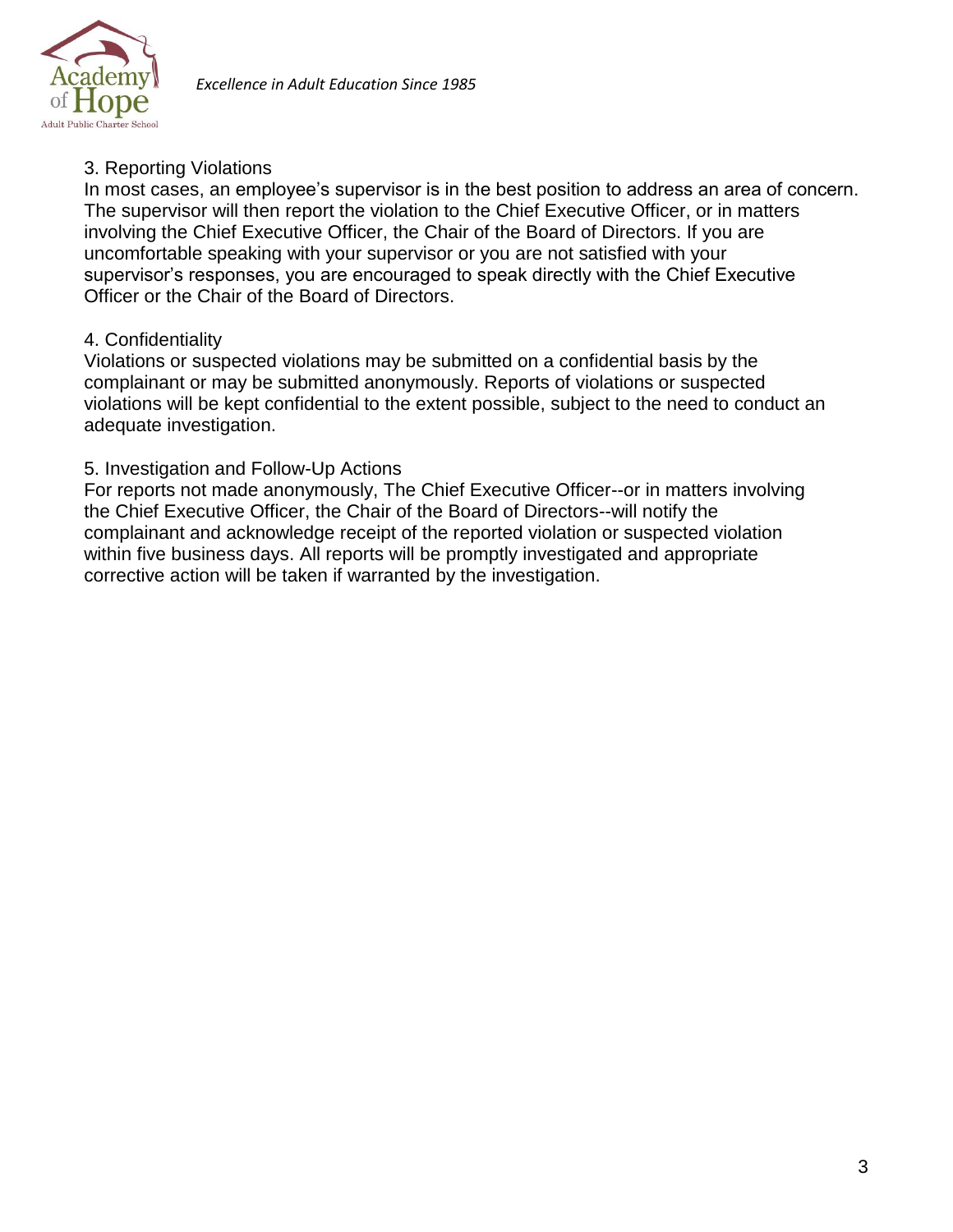### 3. Reporting Violations

In most cases, an employee's supervisor is in the best position to address an area of concern. The supervisor will then report the violation to the Chief Executive Officer, or in matters involving the Chief Executive Officer, the Chair of the Board of Directors. If you are uncomfortable speaking with your supervisor or you are not satisfied with your supervisor's responses, you are encouraged to speak directly with the Chief Executive Officer or the Chair of the Board of Directors.

### 4. Confidentiality

Violations or suspected violations may be submitted on a confidential basis by the complainant or may be submitted anonymously. Reports of violations or suspected violations will be kept confidential to the extent possible, subject to the need to conduct an adequate investigation.

### 5. Investigation and Follow-Up Actions

For reports not made anonymously, The Chief Executive Officer--or in matters involving the Chief Executive Officer, the Chair of the Board of Directors--will notify the complainant and acknowledge receipt of the reported violation or suspected violation within five business days. All reports will be promptly investigated and appropriate corrective action will be taken if warranted by the investigation.